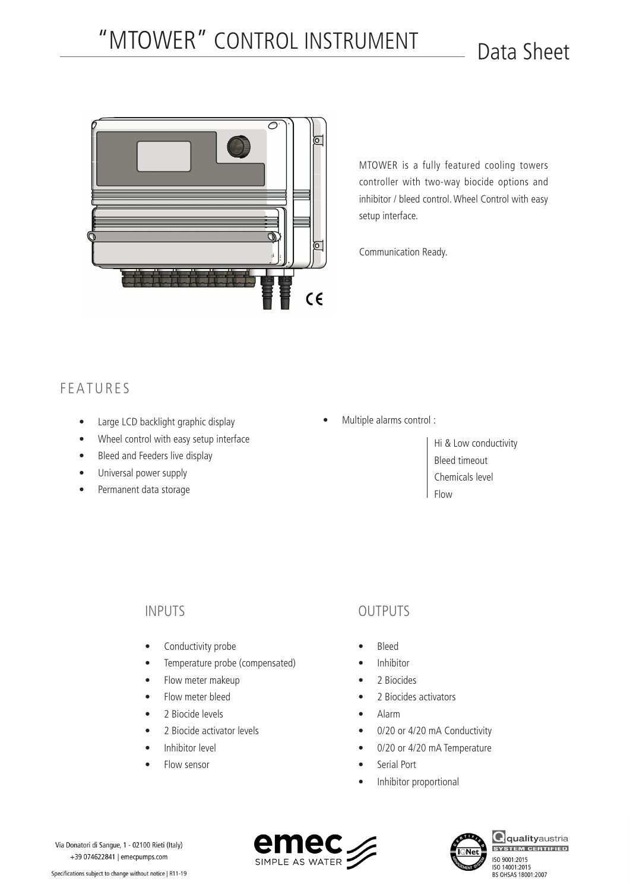# "MTOWER" CONTROL INSTRUMENT

Data Sheet

MTOWER is a fully featured cooling towers controller with two-way biocide options and inhibitor / bleed control. Wheel Control with easy setup interface.

Communication Ready.

## FEATURES

- Large LCD backlight graphic display
- Wheel control with easy setup interface
- Bleed and Feeders live display
- Universal power supply
- Permanent data storage
- Multiple alarms control :
  - Hi & Low conductivity
  - Bleed timeout
  - Chemicals level
  - Flow

## INPUTS

- Conductivity probe
- Temperature probe (compensated)
- Flow meter makeup
- Flow meter bleed
- 2 Biocide levels
- 2 Biocide activator levels
- Inhibitor level
- Flow sensor

## OUTPUTS

- Bleed
- Inhibitor
- 2 Biocides
- 2 Biocides activators
- Alarm
- 0/20 or 4/20 mA Conductivity
- 0/20 or 4/20 mA Temperature
- Serial Port
- Inhibitor proportional

Via Donatori di Sangue, 1 - 02100 Rieti (Italy)
+39 074622841 | emecpumps.com

Specifications subject to change without notice | R11-19

emec SIMPLE AS WATER

ISO 9001:2015
ISO 14001:2015
BS OHSAS 18001:2007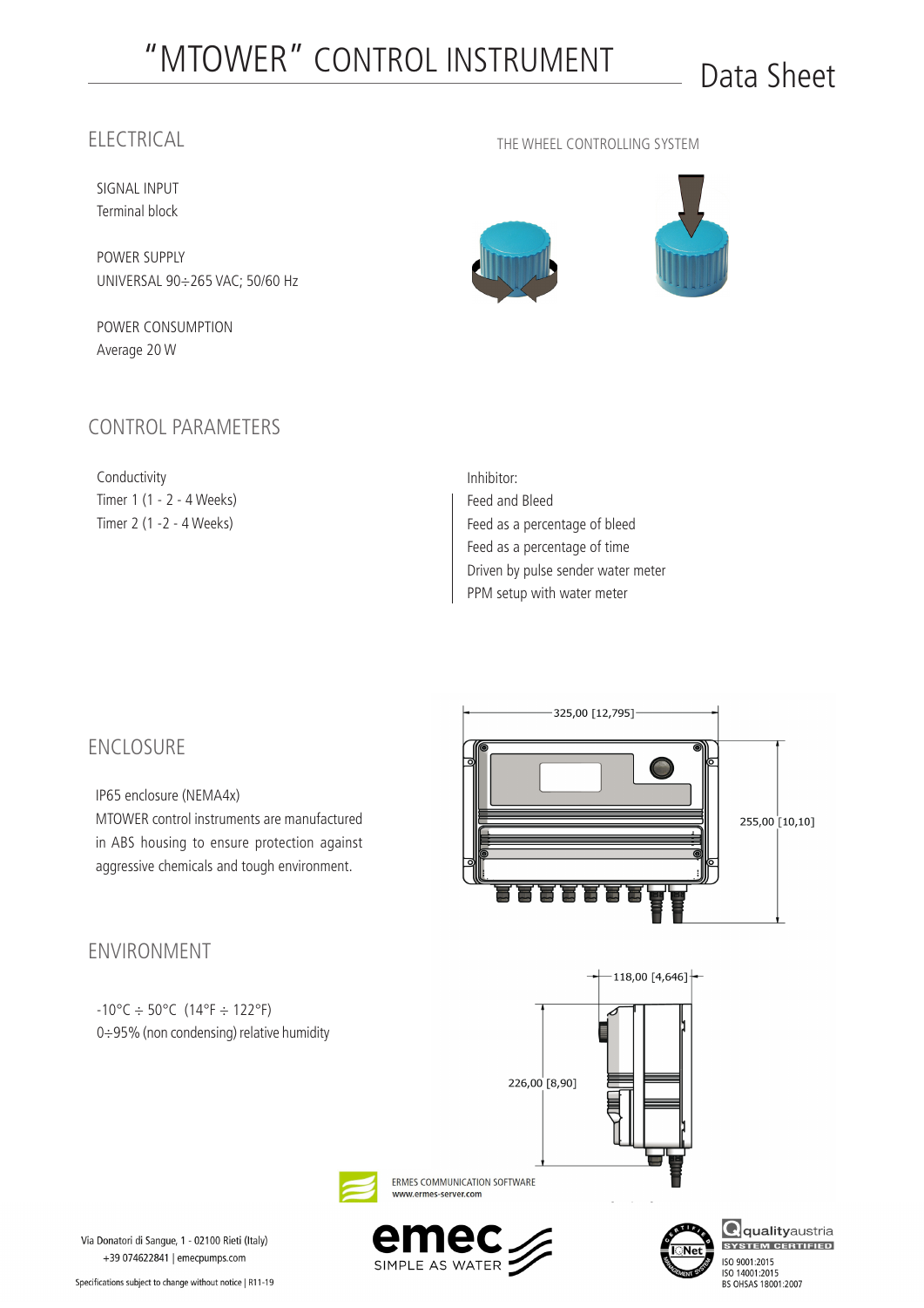# "MTOWER" CONTROL INSTRUMENT

Data Sheet

## ELECTRICAL

SIGNAL INPUT
Terminal block

POWER SUPPLY
UNIVERSAL 90÷265 VAC; 50/60 Hz

POWER CONSUMPTION
Average 20 W

THE WHEEL CONTROLLING SYSTEM

## CONTROL PARAMETERS

Conductivity
Timer 1 (1 - 2 - 4 Weeks)
Timer 2 (1 -2 - 4 Weeks)

Inhibitor:
Feed and Bleed
Feed as a percentage of bleed
Feed as a percentage of time
Driven by pulse sender water meter
PPM setup with water meter

## ENCLOSURE

IP65 enclosure (NEMA4x)
MTOWER control instruments are manufactured in ABS housing to ensure protection against aggressive chemicals and tough environment.

325,00 [12,795]
255,00 [10,10]

## ENVIRONMENT

-10°C ÷ 50°C (14°F ÷ 122°F)
0÷95% (non condensing) relative humidity

118,00 [4,646]
226,00 [8,90]

ERMES COMMUNICATION SOFTWARE
www.ermes-server.com

Via Donatori di Sangue, 1 - 02100 Rieti (Italy)
+39 074622841 | emecpumps.com

Specifications subject to change without notice | R11-19

emec SIMPLE AS WATER

qualityaustria SYSTEM CERTIFIED
ISO 9001:2015
ISO 14001:2015
BS OHSAS 18001:2007